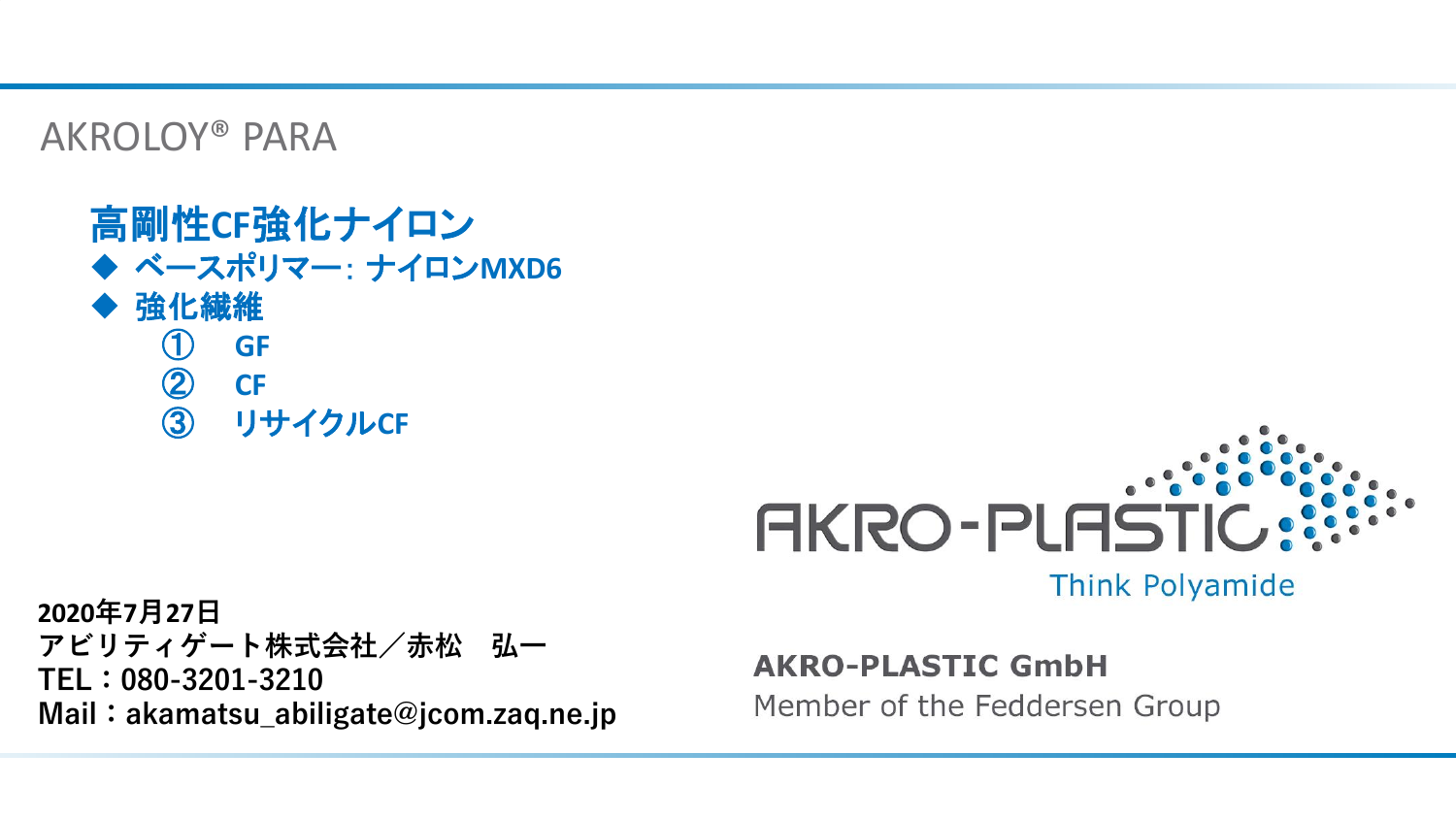AKROLOY® PARA

# 高剛性CF強化ナイロン

◆ ベースポリマー：ナイロンMXD6

◆ 強化繊維

　① GF

　② CF

　③ リサイクルCF

**2020年7月27日**
**アビリティゲート株式会社／赤松　弘一**
**TEL：080-3201-3210**
**Mail：akamatsu_abiligate@jcom.zaq.ne.jp**

AKRO-PLASTIC
Think Polyamide

**AKRO-PLASTIC GmbH**
Member of the Feddersen Group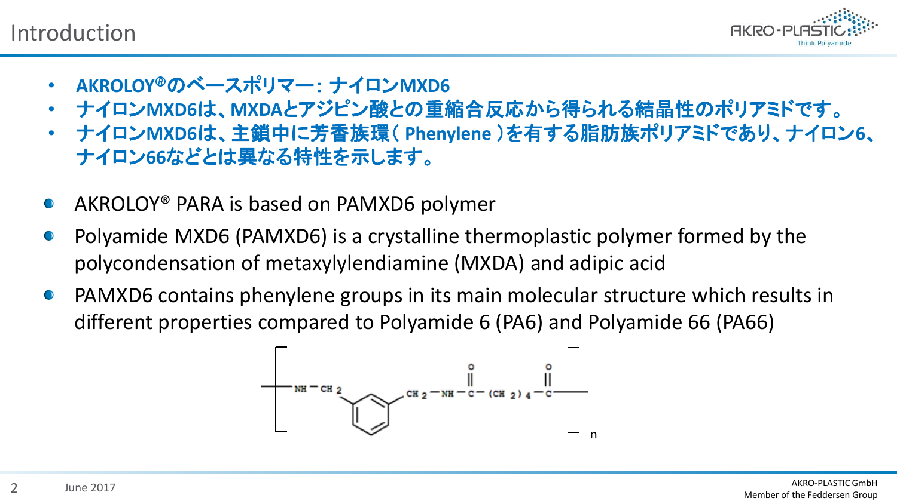# Introduction

- AKROLOY®のベースポリマー：ナイロンMXD6
- ナイロンMXD6は、MXDAとアジピン酸との重縮合反応から得られる結晶性のポリアミドです。
- ナイロンMXD6は、主鎖中に芳香族環（ Phenylene ）を有する脂肪族ポリアミドであり、ナイロン6、ナイロン66などとは異なる特性を示します。

- AKROLOY® PARA is based on PAMXD6 polymer
- Polyamide MXD6 (PAMXD6) is a crystalline thermoplastic polymer formed by the polycondensation of metaxylylendiamine (MXDA) and adipic acid
- PAMXD6 contains phenylene groups in its main molecular structure which results in different properties compared to Polyamide 6 (PA6) and Polyamide 66 (PA66)

$$\left[ -NH-CH_2-C_6H_4-CH_2-NH-\overset{O}{\overset{\|}{C}}-(CH_2)_4-\overset{O}{\overset{\|}{C}}- \right]_n$$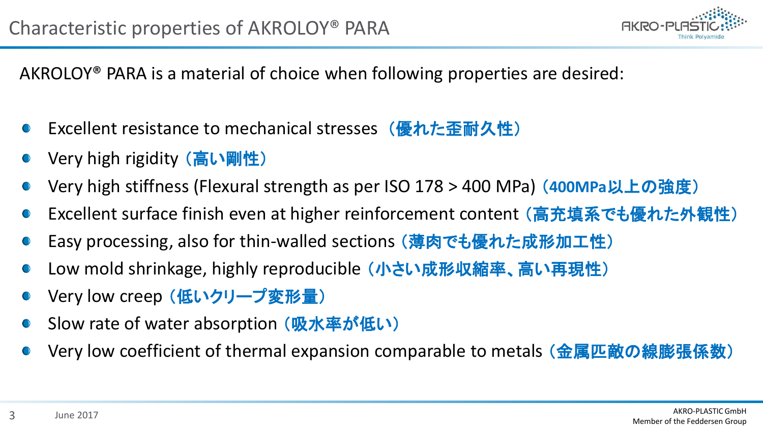# Characteristic properties of AKROLOY® PARA

AKROLOY® PARA is a material of choice when following properties are desired:

- Excellent resistance to mechanical stresses **（優れた歪耐久性）**
- Very high rigidity **（高い剛性）**
- Very high stiffness (Flexural strength as per ISO 178 > 400 MPa) **（400MPa以上の強度）**
- Excellent surface finish even at higher reinforcement content **（高充填系でも優れた外観性）**
- Easy processing, also for thin-walled sections **（薄肉でも優れた成形加工性）**
- Low mold shrinkage, highly reproducible **（小さい成形収縮率、高い再現性）**
- Very low creep **（低いクリープ変形量）**
- Slow rate of water absorption **（吸水率が低い）**
- Very low coefficient of thermal expansion comparable to metals **（金属匹敵の線膨張係数）**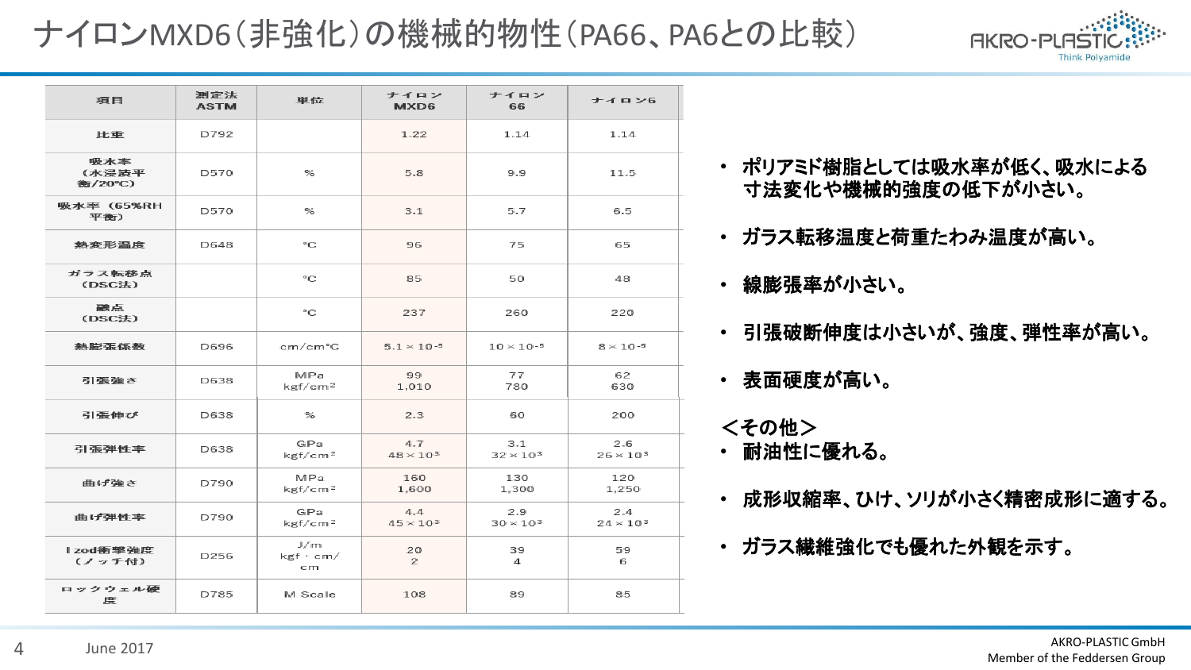# ナイロンMXD6（非強化）の機械的物性（PA66、PA6との比較）

| 項目 | 測定法 ASTM | 単位 | ナイロンMXD6 | ナイロン66 | ナイロン6 |
|---|---|---|---|---|---|
| 比重 | D792 | | 1.22 | 1.14 | 1.14 |
| 吸水率（水浸漬平衡/20℃） | D570 | % | 5.8 | 9.9 | 11.5 |
| 吸水率（65%RH平衡） | D570 | % | 3.1 | 5.7 | 6.5 |
| 熱変形温度 | D648 | ℃ | 96 | 75 | 65 |
| ガラス転移点（DSC法） | | ℃ | 85 | 50 | 48 |
| 融点（DSC法） | | ℃ | 237 | 260 | 220 |
| 熱膨張係数 | D696 | cm/cm℃ | $5.1 \times 10^{-5}$ | $10 \times 10^{-5}$ | $8 \times 10^{-5}$ |
| 引張強さ | D638 | MPa kgf/cm² | 99 1,010 | 77 780 | 62 630 |
| 引張伸び | D638 | % | 2.3 | 60 | 200 |
| 引張弾性率 | D638 | GPa kgf/cm² | 4.7 $48 \times 10^{3}$ | 3.1 $32 \times 10^{3}$ | 2.6 $26 \times 10^{3}$ |
| 曲げ強さ | D790 | MPa kgf/cm² | 160 1,600 | 130 1,300 | 120 1,250 |
| 曲げ弾性率 | D790 | GPa kgf/cm² | 4.4 $45 \times 10^{3}$ | 2.9 $30 \times 10^{3}$ | 2.4 $24 \times 10^{3}$ |
| Izod衝撃強度（ノッチ付） | D256 | J/m kgf・cm/cm | 20 2 | 39 4 | 59 6 |
| ロックウェル硬度 | D785 | M Scale | 108 | 89 | 85 |

- ポリアミド樹脂としては吸水率が低く、吸水による寸法変化や機械的強度の低下が小さい。
- ガラス転移温度と荷重たわみ温度が高い。
- 線膨張率が小さい。
- 引張破断伸度は小さいが、強度、弾性率が高い。
- 表面硬度が高い。

＜その他＞
- 耐油性に優れる。
- 成形収縮率、ひけ、ソリが小さく精密成形に適する。
- ガラス繊維強化でも優れた外観を示す。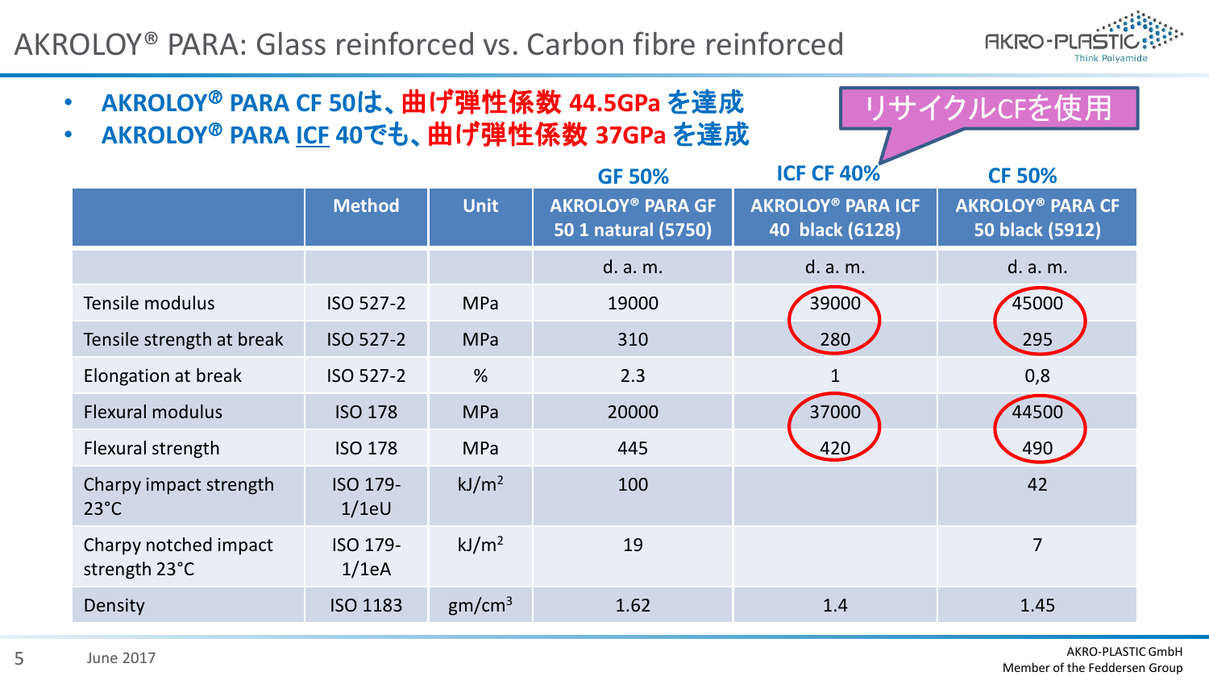# AKROLOY® PARA: Glass reinforced vs. Carbon fibre reinforced

- **AKROLOY® PARA CF 50は、曲げ弾性係数 44.5GPa を達成**
- **AKROLOY® PARA ICF 40でも、曲げ弾性係数 37GPa を達成**

リサイクルCFを使用

| | | | GF 50% | ICF CF 40% | CF 50% |
|---|---|---|---|---|---|
| | **Method** | **Unit** | **AKROLOY® PARA GF 50 1 natural (5750)** | **AKROLOY® PARA ICF 40 black (6128)** | **AKROLOY® PARA CF 50 black (5912)** |
| | | | d. a. m. | d. a. m. | d. a. m. |
| Tensile modulus | ISO 527-2 | MPa | 19000 | 39000 | 45000 |
| Tensile strength at break | ISO 527-2 | MPa | 310 | 280 | 295 |
| Elongation at break | ISO 527-2 | % | 2.3 | 1 | 0,8 |
| Flexural modulus | ISO 178 | MPa | 20000 | 37000 | 44500 |
| Flexural strength | ISO 178 | MPa | 445 | 420 | 490 |
| Charpy impact strength 23°C | ISO 179-1/1eU | $kJ/m^2$ | 100 | | 42 |
| Charpy notched impact strength 23°C | ISO 179-1/1eA | $kJ/m^2$ | 19 | | 7 |
| Density | ISO 1183 | $gm/cm^3$ | 1.62 | 1.4 | 1.45 |

June 2017

AKRO-PLASTIC GmbH
Member of the Feddersen Group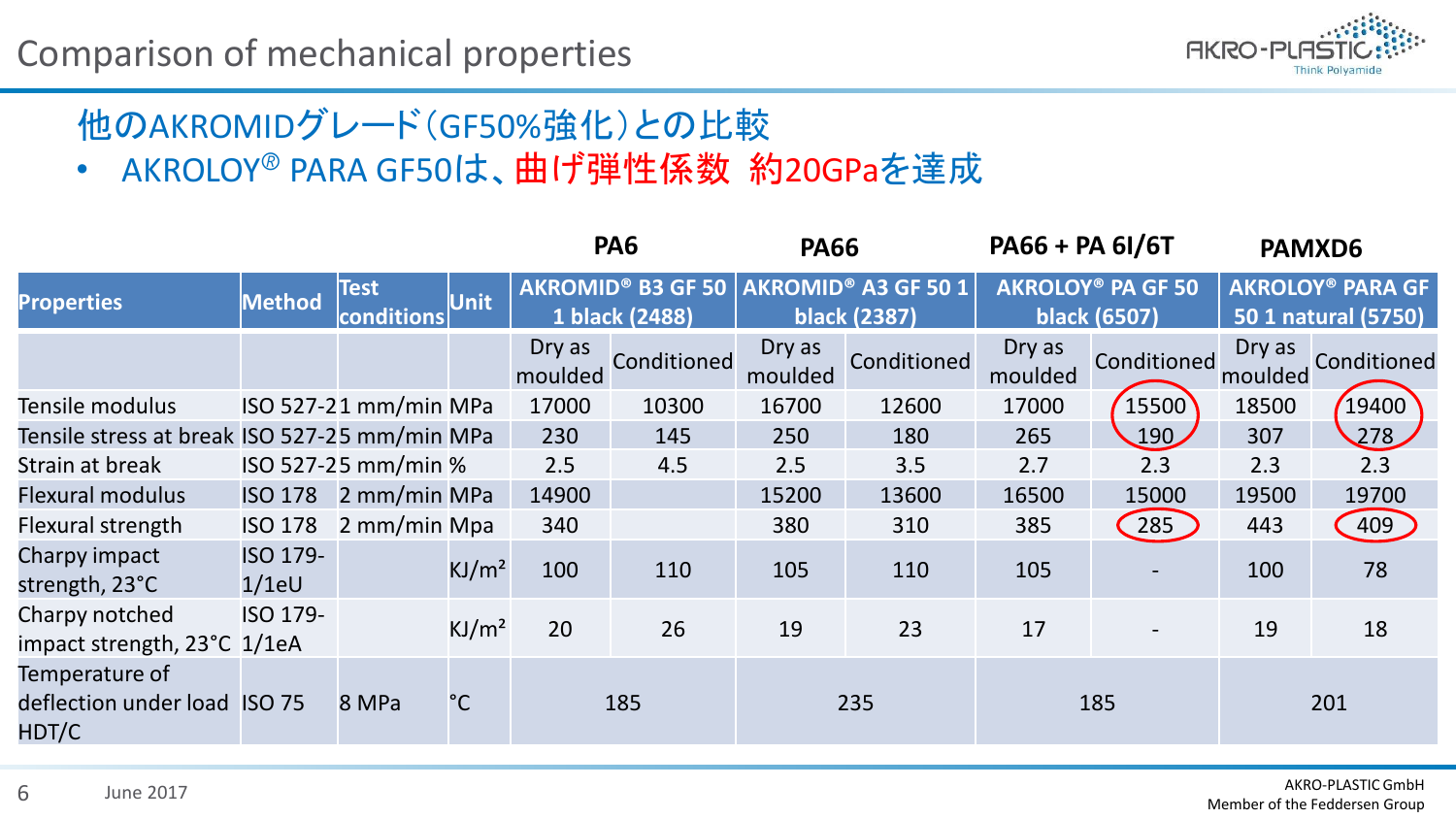# Comparison of mechanical properties

## 他のAKROMIDグレード(GF50%強化)との比較

- AKROLOY® PARA GF50は、曲げ弾性係数 約20GPaを達成

| | | | | PA6 | | PA66 | | PA66 + PA 6I/6T | | PAMXD6 | |
|---|---|---|---|---|---|---|---|---|---|---|---|
| **Properties** | **Method** | **Test conditions** | **Unit** | **AKROMID® B3 GF 50 1 black (2488)** | | **AKROMID® A3 GF 50 1 black (2387)** | | **AKROLOY® PA GF 50 black (6507)** | | **AKROLOY® PARA GF 50 1 natural (5750)** | |
| | | | | Dry as moulded | Conditioned | Dry as moulded | Conditioned | Dry as moulded | Conditioned | Dry as moulded | Conditioned |
| Tensile modulus | ISO 527-2 | 1 mm/min | MPa | 17000 | 10300 | 16700 | 12600 | 17000 | 15500 | 18500 | 19400 |
| Tensile stress at break | ISO 527-2 | 5 mm/min | MPa | 230 | 145 | 250 | 180 | 265 | 190 | 307 | 278 |
| Strain at break | ISO 527-2 | 5 mm/min | % | 2.5 | 4.5 | 2.5 | 3.5 | 2.7 | 2.3 | 2.3 | 2.3 |
| Flexural modulus | ISO 178 | 2 mm/min | MPa | 14900 | | 15200 | 13600 | 16500 | 15000 | 19500 | 19700 |
| Flexural strength | ISO 178 | 2 mm/min | Mpa | 340 | | 380 | 310 | 385 | 285 | 443 | 409 |
| Charpy impact strength, 23°C | ISO 179-1/1eU | | KJ/m² | 100 | 110 | 105 | 110 | 105 | - | 100 | 78 |
| Charpy notched impact strength, 23°C | ISO 179-1/1eA | | KJ/m² | 20 | 26 | 19 | 23 | 17 | - | 19 | 18 |
| Temperature of deflection under load HDT/C | ISO 75 | 8 MPa | °C | 185 | | 235 | | 185 | | 201 | |

June 2017

AKRO-PLASTIC GmbH
Member of the Feddersen Group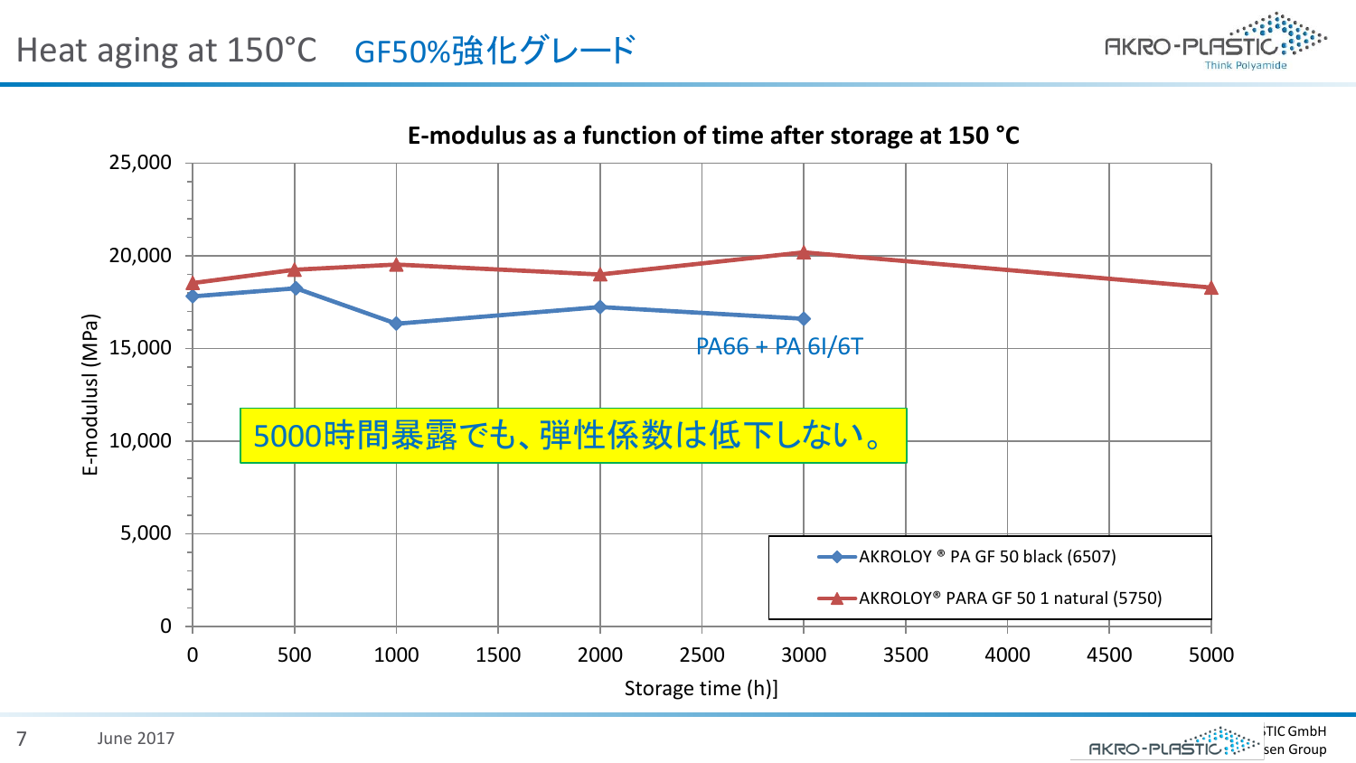# Heat aging at 150°C　GF50%強化グレード

**E-modulus as a function of time after storage at 150 °C**

E-modulusl (MPa)

Storage time (h)]

PA66 + PA 6I/6T

5000時間暴露でも、弾性係数は低下しない。

- AKROLOY ® PA GF 50 black (6507)
- AKROLOY® PARA GF 50 1 natural (5750)

| Storage time (h) | AKROLOY ® PA GF 50 black (6507) | AKROLOY® PARA GF 50 1 natural (5750) |
|---|---|---|
| 0 | ~17,800 | ~18,500 |
| 500 | ~18,300 | ~19,200 |
| 1000 | ~16,300 | ~19,500 |
| 2000 | ~17,200 | ~19,000 |
| 3000 | ~16,600 | ~20,200 |
| 5000 | | ~18,300 |

June 2017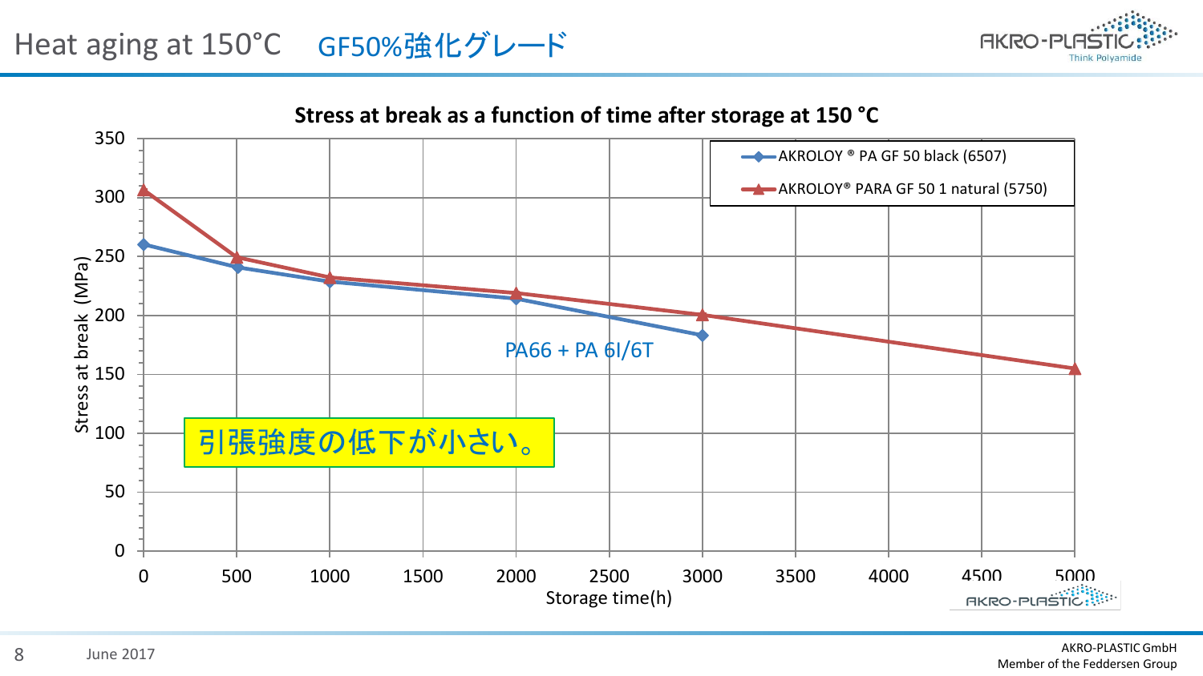# Heat aging at 150°C　GF50%強化グレード

**Stress at break as a function of time after storage at 150 °C**

- AKROLOY ® PA GF 50 black (6507)
- AKROLOY® PARA GF 50 1 natural (5750)

PA66 + PA 6I/6T

引張強度の低下が小さい。

Stress at break (MPa)

Storage time(h)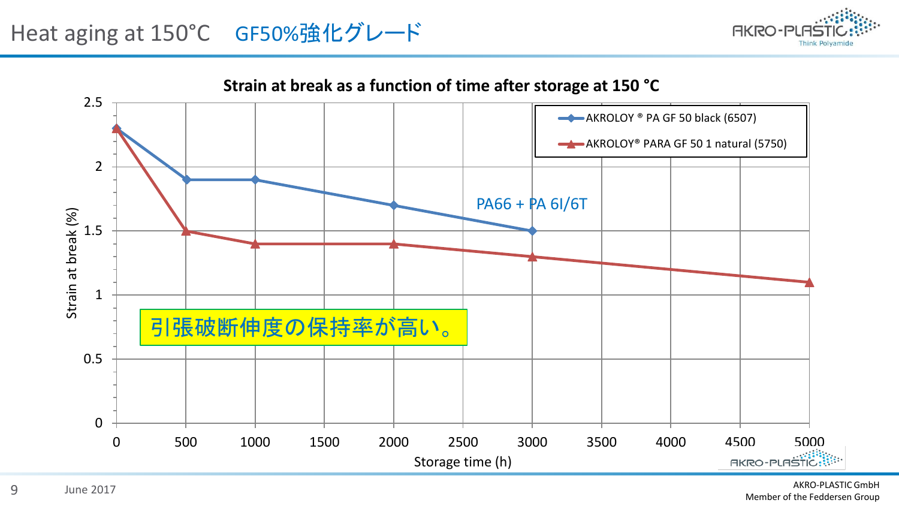# Heat aging at 150°C　GF50%強化グレード

**Strain at break as a function of time after storage at 150 °C**

| Storage time (h) | AKROLOY ® PA GF 50 black (6507) | AKROLOY® PARA GF 50 1 natural (5750) |
|---|---|---|
| 0 | 2.3 | 2.3 |
| 500 | 1.9 | 1.5 |
| 1000 | 1.9 | 1.4 |
| 2000 | 1.7 | 1.4 |
| 3000 | 1.5 | 1.3 |
| 5000 | | 1.1 |

Strain at break (%)

PA66 + PA 6I/6T

引張破断伸度の保持率が高い。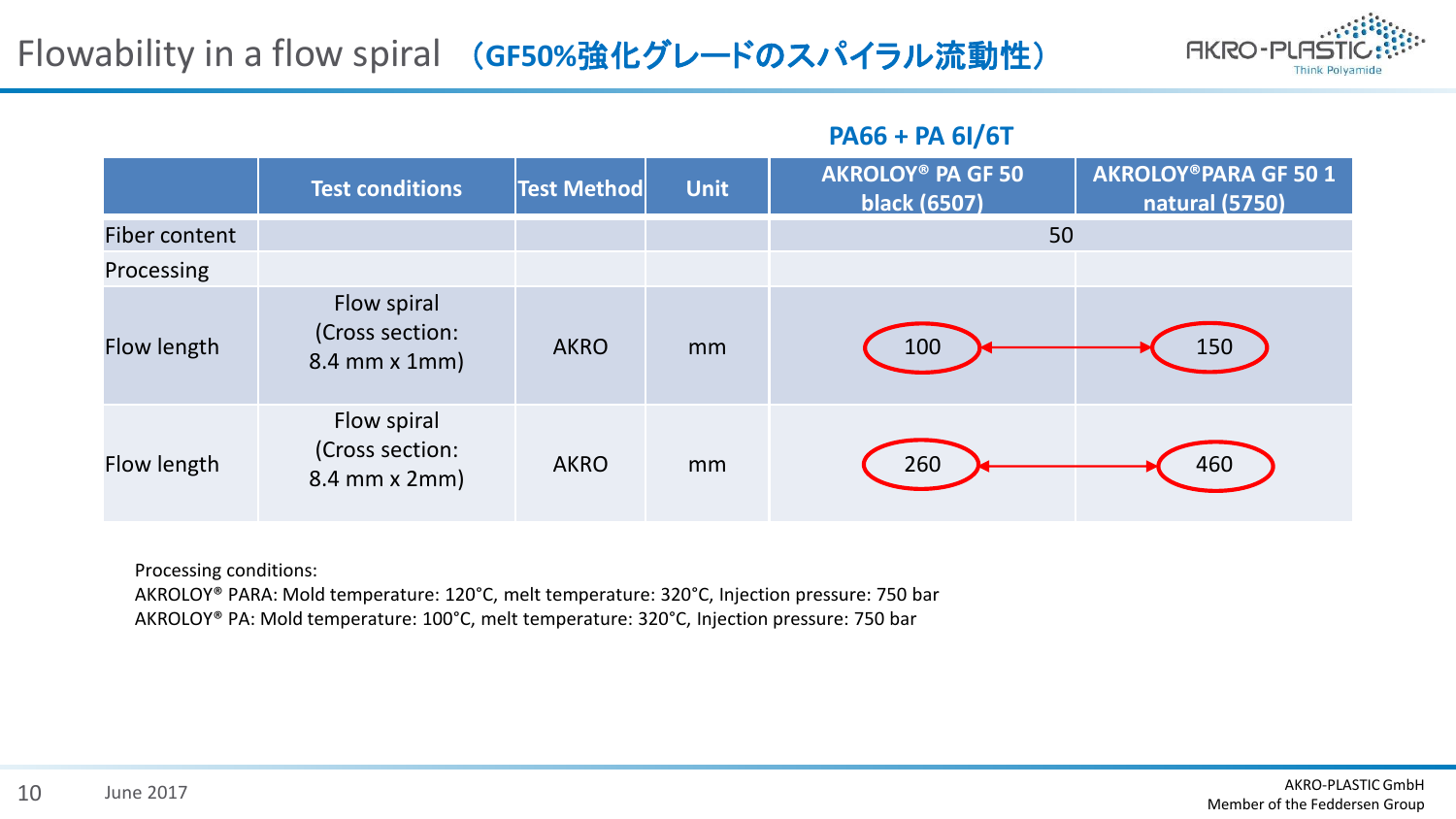# Flowability in a flow spiral （GF50%強化グレードのスパイラル流動性）

**PA66 + PA 6I/6T**

| | Test conditions | Test Method | Unit | AKROLOY® PA GF 50 black (6507) | AKROLOY®PARA GF 50 1 natural (5750) |
|---|---|---|---|---|---|
| Fiber content | | | | 50 | |
| Processing | | | | | |
| Flow length | Flow spiral (Cross section: 8.4 mm x 1mm) | AKRO | mm | 100 | 150 |
| Flow length | Flow spiral (Cross section: 8.4 mm x 2mm) | AKRO | mm | 260 | 460 |

Processing conditions:
AKROLOY® PARA: Mold temperature: 120°C, melt temperature: 320°C, Injection pressure: 750 bar
AKROLOY® PA: Mold temperature: 100°C, melt temperature: 320°C, Injection pressure: 750 bar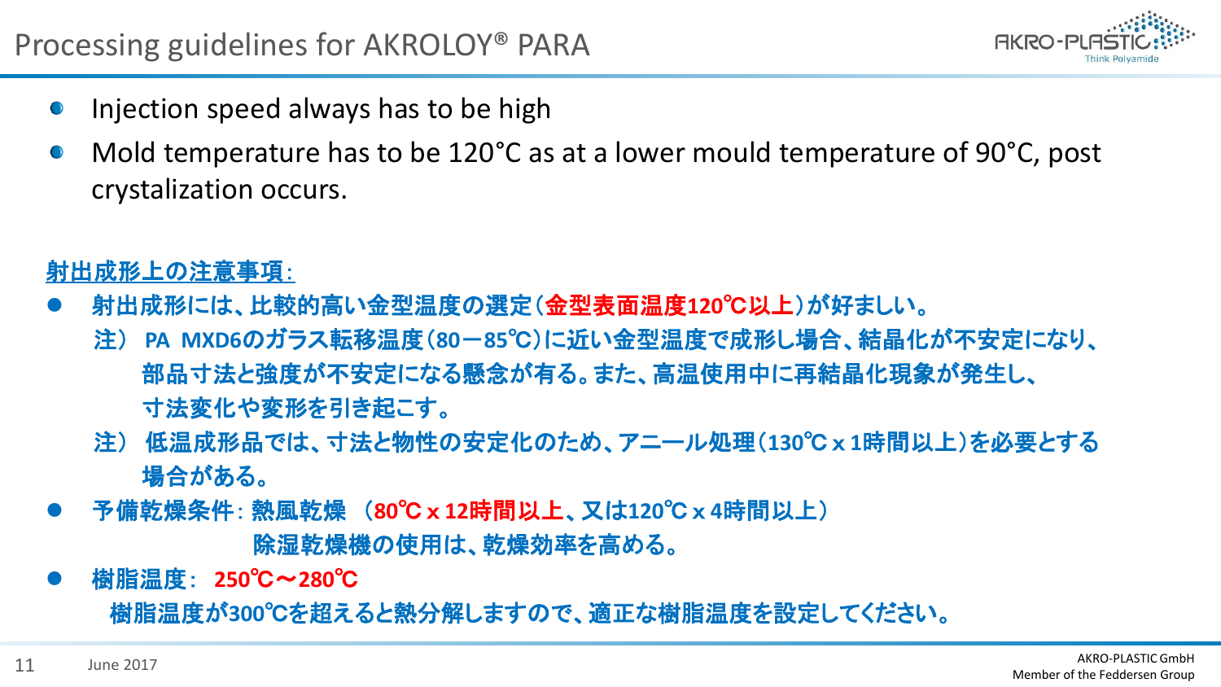# Processing guidelines for AKROLOY® PARA

- Injection speed always has to be high
- Mold temperature has to be 120°C as at a lower mould temperature of 90°C, post crystalization occurs.

<u>射出成形上の注意事項:</u>

- **射出成形には、比較的高い金型温度の選定（金型表面温度120℃以上）が好ましい。**

  **注） PA MXD6のガラス転移温度（80－85℃）に近い金型温度で成形し場合、結晶化が不安定になり、部品寸法と強度が不安定になる懸念が有る。また、高温使用中に再結晶化現象が発生し、寸法変化や変形を引き起こす。**

  **注） 低温成形品では、寸法と物性の安定化のため、アニール処理（130℃ｘ1時間以上）を必要とする場合がある。**

- **予備乾燥条件: 熱風乾燥 （80℃ｘ12時間以上、又は120℃ｘ4時間以上）**

  **除湿乾燥機の使用は、乾燥効率を高める。**

- **樹脂温度: 250℃～280℃**

  **樹脂温度が300℃を超えると熱分解しますので、適正な樹脂温度を設定してください。**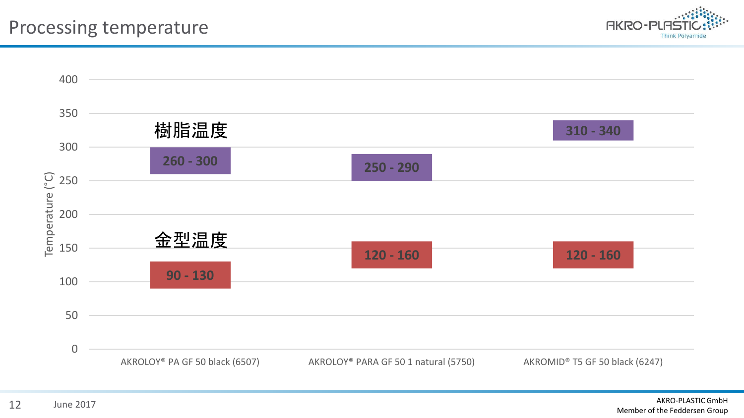# Processing temperature

| | AKROLOY® PA GF 50 black (6507) | AKROLOY® PARA GF 50 1 natural (5750) | AKROMID® T5 GF 50 black (6247) |
|---|---|---|---|
| 樹脂温度 | 260 - 300 | 250 - 290 | 310 - 340 |
| 金型温度 | 90 - 130 | 120 - 160 | 120 - 160 |

Temperature (°C)

June 2017

AKRO-PLASTIC GmbH
Member of the Feddersen Group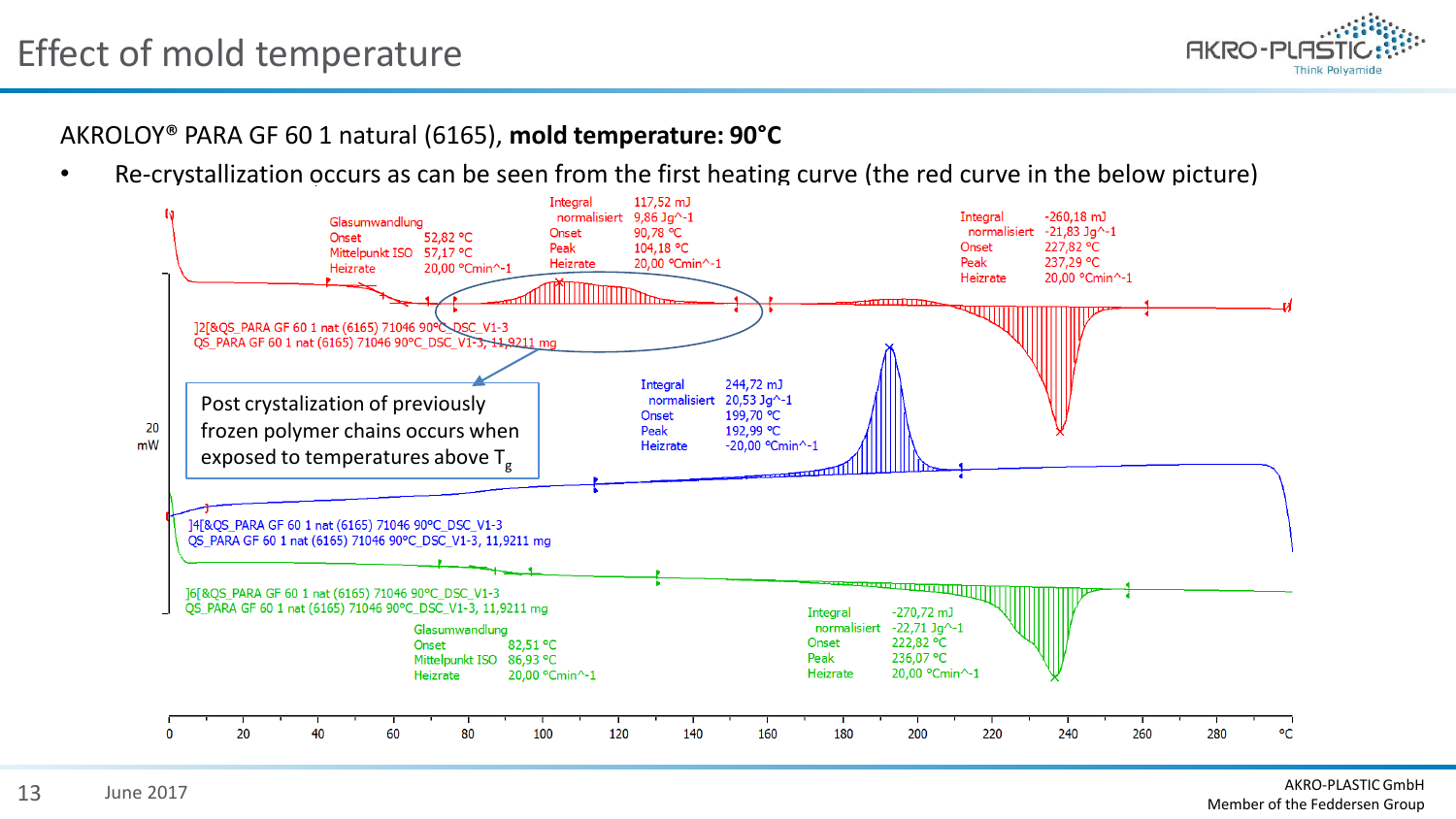# Effect of mold temperature

AKROLOY® PARA GF 60 1 natural (6165), **mold temperature: 90°C**

- Re-crystallization occurs as can be seen from the first heating curve (the red curve in the below picture)

Glasumwandlung
Onset 52,82 °C
Mittelpunkt ISO 57,17 °C
Heizrate 20,00 °Cmin^-1

Integral 117,52 mJ
normalisiert 9,86 Jg^-1
Onset 90,78 °C
Peak 104,18 °C
Heizrate 20,00 °Cmin^-1

Integral -260,18 mJ
normalisiert -21,83 Jg^-1
Onset 227,82 °C
Peak 237,29 °C
Heizrate 20,00 °Cmin^-1

]2[&QS_PARA GF 60 1 nat (6165) 71046 90°C_DSC_V1-3
QS_PARA GF 60 1 nat (6165) 71046 90°C_DSC_V1-3, 11,9211 mg

Post crystalization of previously frozen polymer chains occurs when exposed to temperatures above $T_g$

Integral 244,72 mJ
normalisiert 20,53 Jg^-1
Onset 199,70 °C
Peak 192,99 °C
Heizrate -20,00 °Cmin^-1

20 mW

]4[&QS_PARA GF 60 1 nat (6165) 71046 90°C_DSC_V1-3
QS_PARA GF 60 1 nat (6165) 71046 90°C_DSC_V1-3, 11,9211 mg

]6[&QS_PARA GF 60 1 nat (6165) 71046 90°C_DSC_V1-3
QS_PARA GF 60 1 nat (6165) 71046 90°C_DSC_V1-3, 11,9211 mg

Glasumwandlung
Onset 82,51 °C
Mittelpunkt ISO 86,93 °C
Heizrate 20,00 °Cmin^-1

Integral -270,72 mJ
normalisiert -22,71 Jg^-1
Onset 222,82 °C
Peak 236,07 °C
Heizrate 20,00 °Cmin^-1

0 20 40 60 80 100 120 140 160 180 200 220 240 260 280 °C

June 2017

AKRO-PLASTIC GmbH
Member of the Feddersen Group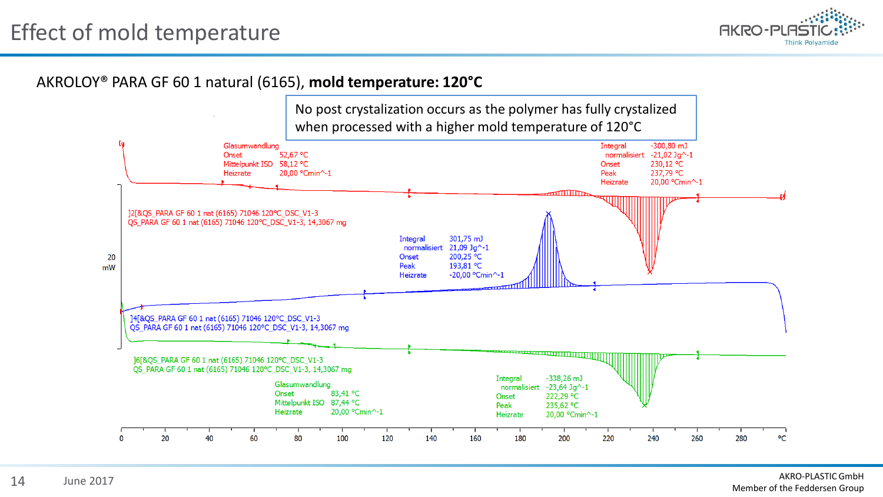# Effect of mold temperature

AKROLOY® PARA GF 60 1 natural (6165), **mold temperature: 120°C**

No post crystalization occurs as the polymer has fully crystalized when processed with a higher mold temperature of 120°C

Glasumwandlung
Onset 52,67 °C
Mittelpunkt ISO 58,12 °C
Heizrate 20,00 °Cmin^-1

Integral -300,80 mJ
normalisiert -21,02 Jg^-1
Onset 230,12 °C
Peak 237,79 °C
Heizrate 20,00 °Cmin^-1

]2[&QS_PARA GF 60 1 nat (6165) 71046 120°C_DSC_V1-3
QS_PARA GF 60 1 nat (6165) 71046 120°C_DSC_V1-3, 14,3067 mg

Integral 301,75 mJ
normalisiert 21,09 Jg^-1
Onset 200,25 °C
Peak 193,81 °C
Heizrate -20,00 °Cmin^-1

20
mW

]4[&QS_PARA GF 60 1 nat (6165) 71046 120°C_DSC_V1-3
QS_PARA GF 60 1 nat (6165) 71046 120°C_DSC_V1-3, 14,3067 mg

]6[&QS_PARA GF 60 1 nat (6165) 71046 120°C_DSC_V1-3
QS_PARA GF 60 1 nat (6165) 71046 120°C_DSC_V1-3, 14,3067 mg

Glasumwandlung
Onset 83,41 °C
Mittelpunkt ISO 87,44 °C
Heizrate 20,00 °Cmin^-1

Integral -338,26 mJ
normalisiert -23,64 Jg^-1
Onset 222,29 °C
Peak 235,62 °C
Heizrate 20,00 °Cmin^-1

0 20 40 60 80 100 120 140 160 180 200 220 240 260 280 °C

June 2017

AKRO-PLASTIC GmbH
Member of the Feddersen Group